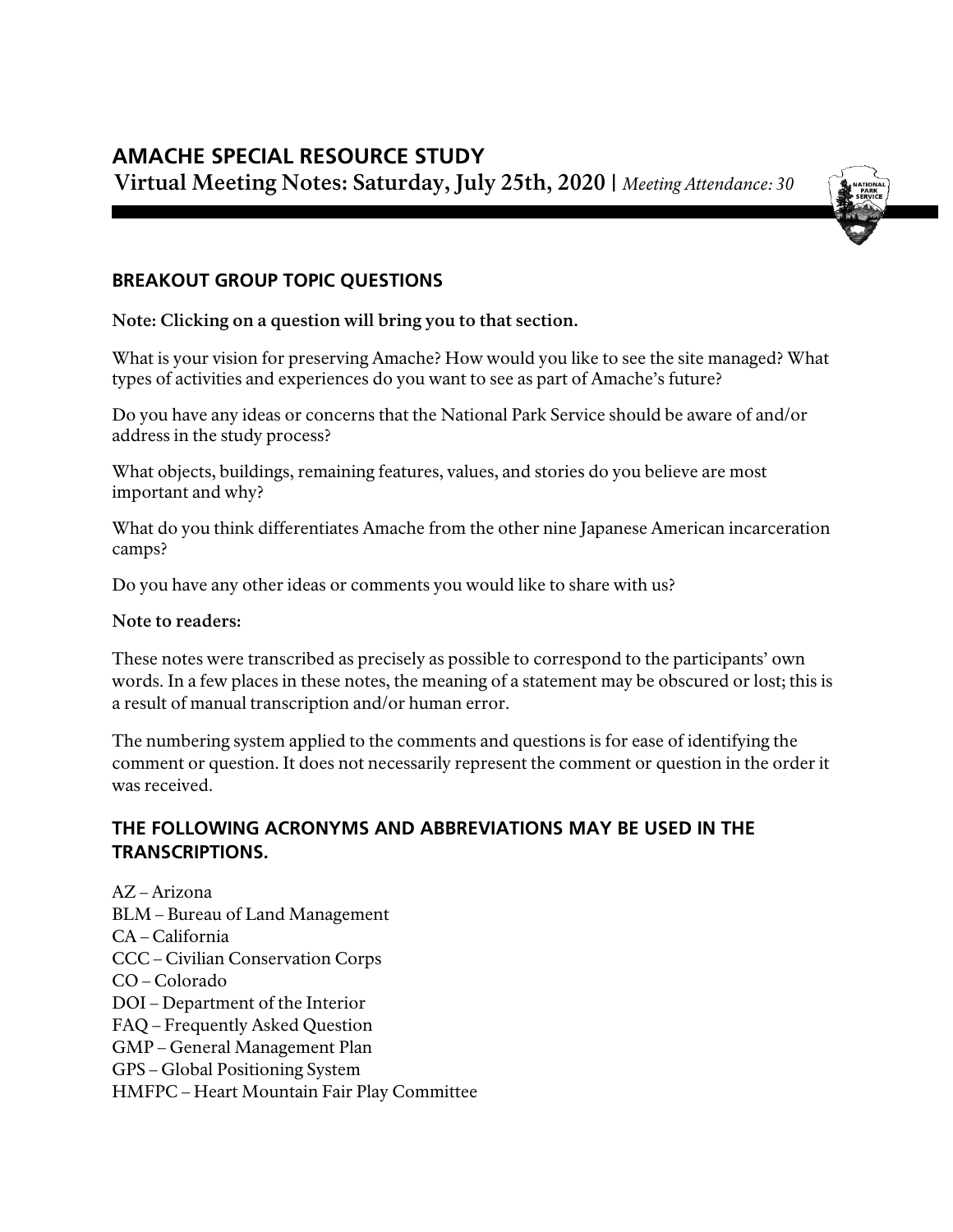# AMACHE SPECIAL RESOURCE STUDY

**Virtual Meeting Notes: Saturday, July 25th, 2020 |** *Meeting Attendance: 30*

## BREAKOUT GROUP TOPIC QUESTIONS

**Note: Clicking on a question will bring you to that section.**

What is your vision for preserving Amache? How would you like to see the site managed? What types of activities and experiences do you want to see as part of Amache's future?

Do you have any ideas or concerns that the National Park Service should be aware of and/or address in the study process?

What objects, buildings, remaining features, values, and stories do you believe are most important and why?

What do you think differentiates Amache from the other nine Japanese American incarceration camps?

Do you have any other ideas or comments you would like to share with us?

**Note to readers:**

These notes were transcribed as precisely as possible to correspond to the participants' own words. In a few places in these notes, the meaning of a statement may be obscured or lost; this is a result of manual transcription and/or human error.

The numbering system applied to the comments and questions is for ease of identifying the comment or question. It does not necessarily represent the comment or question in the order it was received.

## THE FOLLOWING ACRONYMS AND ABBREVIATIONS MAY BE USED IN THE TRANSCRIPTIONS.

AZ – Arizona
BLM – Bureau of Land Management
CA – California
CCC – Civilian Conservation Corps
CO – Colorado
DOI – Department of the Interior
FAQ – Frequently Asked Question
GMP – General Management Plan
GPS – Global Positioning System
HMFPC – Heart Mountain Fair Play Committee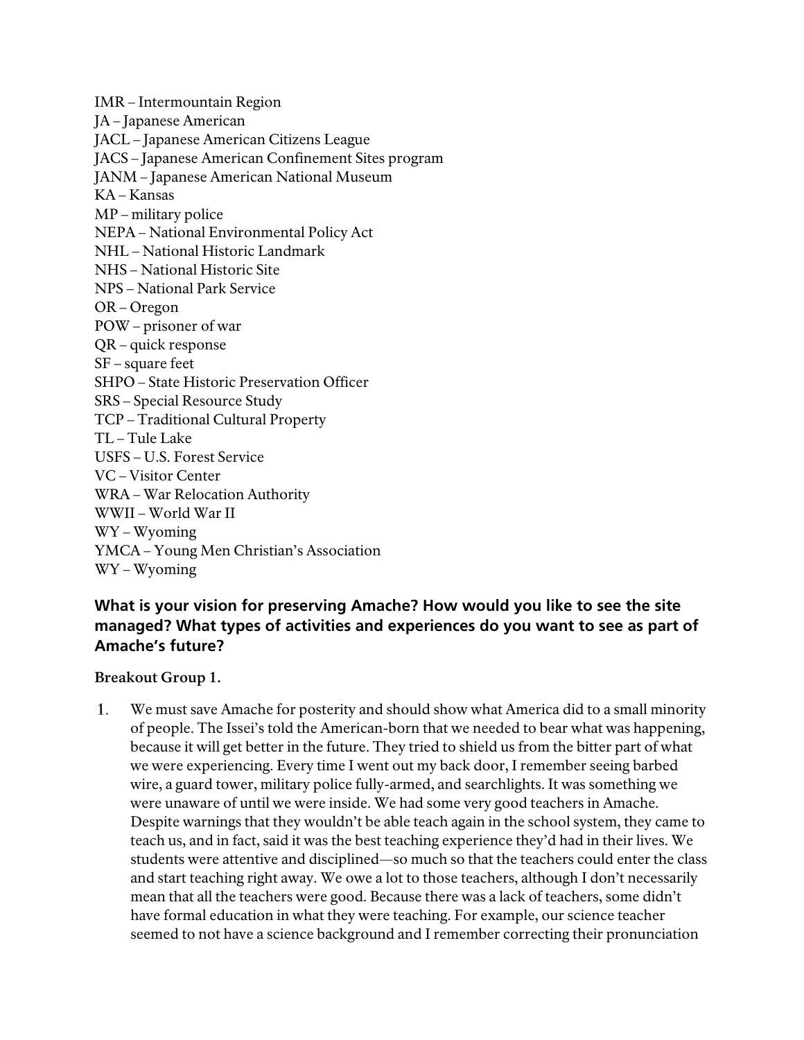IMR – Intermountain Region
JA – Japanese American
JACL – Japanese American Citizens League
JACS – Japanese American Confinement Sites program
JANM – Japanese American National Museum
KA – Kansas
MP – military police
NEPA – National Environmental Policy Act
NHL – National Historic Landmark
NHS – National Historic Site
NPS – National Park Service
OR – Oregon
POW – prisoner of war
QR – quick response
SF – square feet
SHPO – State Historic Preservation Officer
SRS – Special Resource Study
TCP – Traditional Cultural Property
TL – Tule Lake
USFS – U.S. Forest Service
VC – Visitor Center
WRA – War Relocation Authority
WWII – World War II
WY – Wyoming
YMCA – Young Men Christian's Association
WY – Wyoming

### What is your vision for preserving Amache? How would you like to see the site managed? What types of activities and experiences do you want to see as part of Amache's future?

**Breakout Group 1.**

1. We must save Amache for posterity and should show what America did to a small minority of people. The Issei's told the American-born that we needed to bear what was happening, because it will get better in the future. They tried to shield us from the bitter part of what we were experiencing. Every time I went out my back door, I remember seeing barbed wire, a guard tower, military police fully-armed, and searchlights. It was something we were unaware of until we were inside. We had some very good teachers in Amache. Despite warnings that they wouldn't be able teach again in the school system, they came to teach us, and in fact, said it was the best teaching experience they'd had in their lives. We students were attentive and disciplined—so much so that the teachers could enter the class and start teaching right away. We owe a lot to those teachers, although I don't necessarily mean that all the teachers were good. Because there was a lack of teachers, some didn't have formal education in what they were teaching. For example, our science teacher seemed to not have a science background and I remember correcting their pronunciation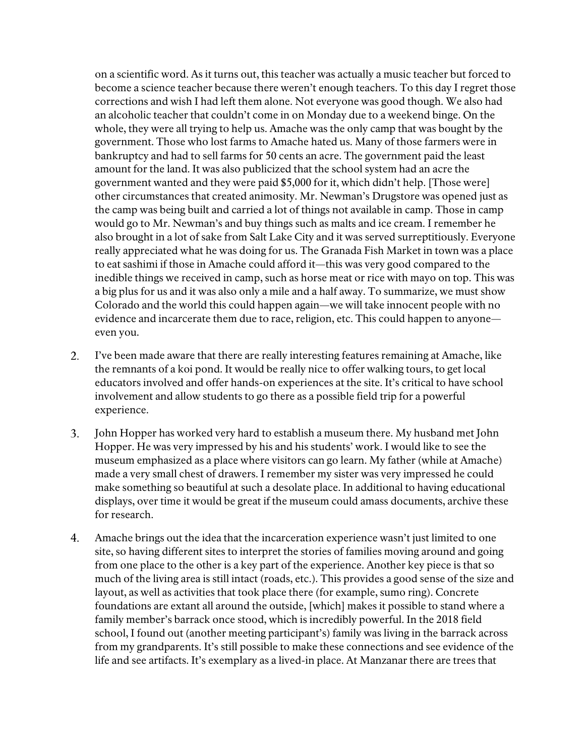on a scientific word. As it turns out, this teacher was actually a music teacher but forced to become a science teacher because there weren't enough teachers. To this day I regret those corrections and wish I had left them alone. Not everyone was good though. We also had an alcoholic teacher that couldn't come in on Monday due to a weekend binge. On the whole, they were all trying to help us. Amache was the only camp that was bought by the government. Those who lost farms to Amache hated us. Many of those farmers were in bankruptcy and had to sell farms for 50 cents an acre. The government paid the least amount for the land. It was also publicized that the school system had an acre the government wanted and they were paid $5,000 for it, which didn't help. [Those were] other circumstances that created animosity. Mr. Newman's Drugstore was opened just as the camp was being built and carried a lot of things not available in camp. Those in camp would go to Mr. Newman's and buy things such as malts and ice cream. I remember he also brought in a lot of sake from Salt Lake City and it was served surreptitiously. Everyone really appreciated what he was doing for us. The Granada Fish Market in town was a place to eat sashimi if those in Amache could afford it—this was very good compared to the inedible things we received in camp, such as horse meat or rice with mayo on top. This was a big plus for us and it was also only a mile and a half away. To summarize, we must show Colorado and the world this could happen again—we will take innocent people with no evidence and incarcerate them due to race, religion, etc. This could happen to anyone—even you.

2. I've been made aware that there are really interesting features remaining at Amache, like the remnants of a koi pond. It would be really nice to offer walking tours, to get local educators involved and offer hands-on experiences at the site. It's critical to have school involvement and allow students to go there as a possible field trip for a powerful experience.

3. John Hopper has worked very hard to establish a museum there. My husband met John Hopper. He was very impressed by his and his students' work. I would like to see the museum emphasized as a place where visitors can go learn. My father (while at Amache) made a very small chest of drawers. I remember my sister was very impressed he could make something so beautiful at such a desolate place. In additional to having educational displays, over time it would be great if the museum could amass documents, archive these for research.

4. Amache brings out the idea that the incarceration experience wasn't just limited to one site, so having different sites to interpret the stories of families moving around and going from one place to the other is a key part of the experience. Another key piece is that so much of the living area is still intact (roads, etc.). This provides a good sense of the size and layout, as well as activities that took place there (for example, sumo ring). Concrete foundations are extant all around the outside, [which] makes it possible to stand where a family member's barrack once stood, which is incredibly powerful. In the 2018 field school, I found out (another meeting participant's) family was living in the barrack across from my grandparents. It's still possible to make these connections and see evidence of the life and see artifacts. It's exemplary as a lived-in place. At Manzanar there are trees that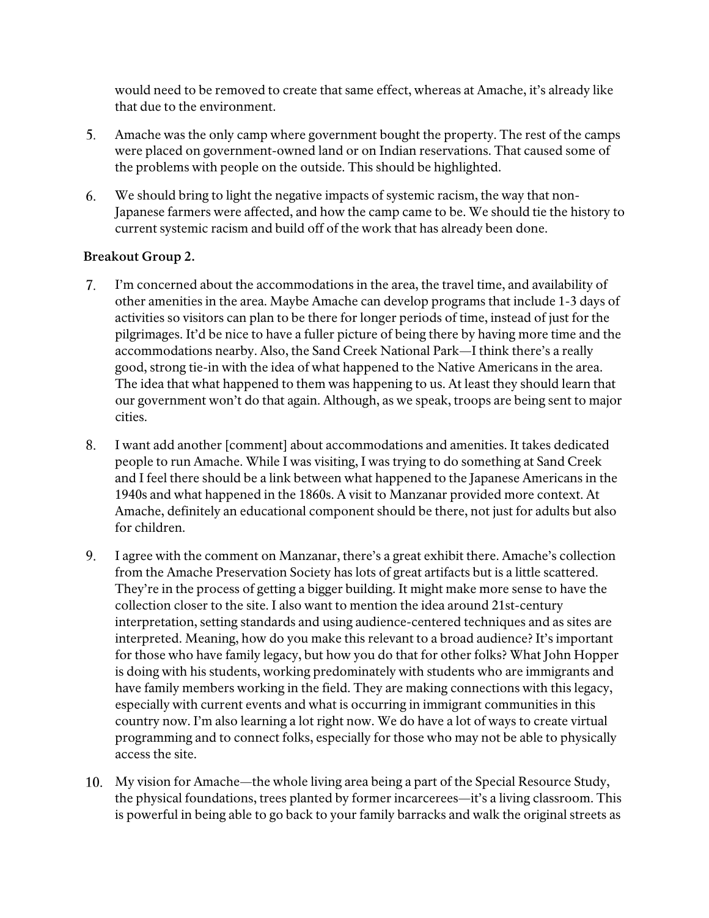would need to be removed to create that same effect, whereas at Amache, it's already like that due to the environment.

5. Amache was the only camp where government bought the property. The rest of the camps were placed on government-owned land or on Indian reservations. That caused some of the problems with people on the outside. This should be highlighted.

6. We should bring to light the negative impacts of systemic racism, the way that non-Japanese farmers were affected, and how the camp came to be. We should tie the history to current systemic racism and build off of the work that has already been done.

**Breakout Group 2.**

7. I'm concerned about the accommodations in the area, the travel time, and availability of other amenities in the area. Maybe Amache can develop programs that include 1-3 days of activities so visitors can plan to be there for longer periods of time, instead of just for the pilgrimages. It'd be nice to have a fuller picture of being there by having more time and the accommodations nearby. Also, the Sand Creek National Park—I think there's a really good, strong tie-in with the idea of what happened to the Native Americans in the area. The idea that what happened to them was happening to us. At least they should learn that our government won't do that again. Although, as we speak, troops are being sent to major cities.

8. I want add another [comment] about accommodations and amenities. It takes dedicated people to run Amache. While I was visiting, I was trying to do something at Sand Creek and I feel there should be a link between what happened to the Japanese Americans in the 1940s and what happened in the 1860s. A visit to Manzanar provided more context. At Amache, definitely an educational component should be there, not just for adults but also for children.

9. I agree with the comment on Manzanar, there's a great exhibit there. Amache's collection from the Amache Preservation Society has lots of great artifacts but is a little scattered. They're in the process of getting a bigger building. It might make more sense to have the collection closer to the site. I also want to mention the idea around 21st-century interpretation, setting standards and using audience-centered techniques and as sites are interpreted. Meaning, how do you make this relevant to a broad audience? It's important for those who have family legacy, but how you do that for other folks? What John Hopper is doing with his students, working predominately with students who are immigrants and have family members working in the field. They are making connections with this legacy, especially with current events and what is occurring in immigrant communities in this country now. I'm also learning a lot right now. We do have a lot of ways to create virtual programming and to connect folks, especially for those who may not be able to physically access the site.

10. My vision for Amache—the whole living area being a part of the Special Resource Study, the physical foundations, trees planted by former incarcerees—it's a living classroom. This is powerful in being able to go back to your family barracks and walk the original streets as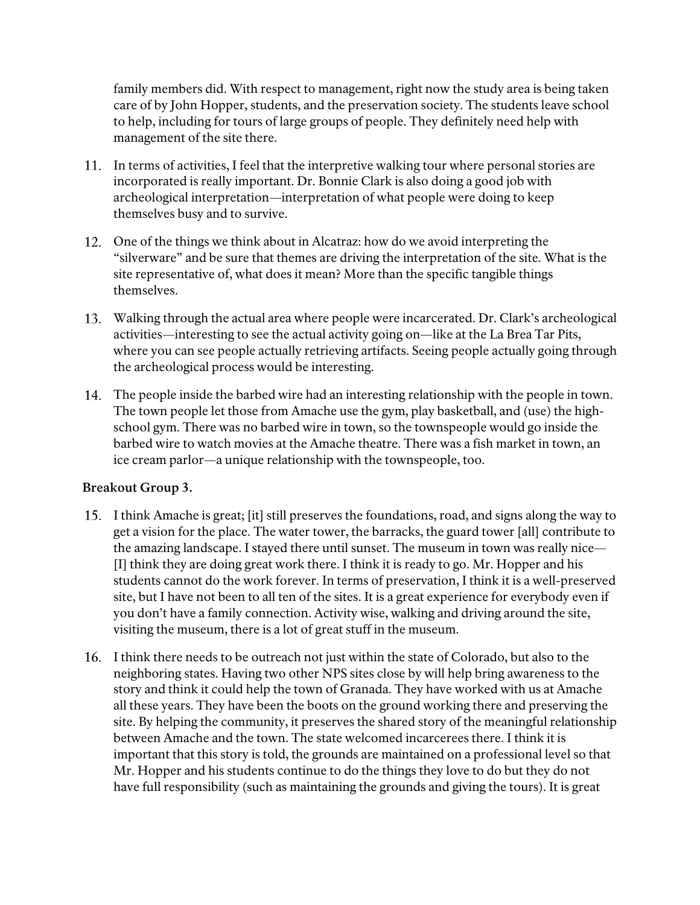family members did. With respect to management, right now the study area is being taken care of by John Hopper, students, and the preservation society. The students leave school to help, including for tours of large groups of people. They definitely need help with management of the site there.

11. In terms of activities, I feel that the interpretive walking tour where personal stories are incorporated is really important. Dr. Bonnie Clark is also doing a good job with archeological interpretation—interpretation of what people were doing to keep themselves busy and to survive.

12. One of the things we think about in Alcatraz: how do we avoid interpreting the "silverware" and be sure that themes are driving the interpretation of the site. What is the site representative of, what does it mean? More than the specific tangible things themselves.

13. Walking through the actual area where people were incarcerated. Dr. Clark's archeological activities—interesting to see the actual activity going on—like at the La Brea Tar Pits, where you can see people actually retrieving artifacts. Seeing people actually going through the archeological process would be interesting.

14. The people inside the barbed wire had an interesting relationship with the people in town. The town people let those from Amache use the gym, play basketball, and (use) the high-school gym. There was no barbed wire in town, so the townspeople would go inside the barbed wire to watch movies at the Amache theatre. There was a fish market in town, an ice cream parlor—a unique relationship with the townspeople, too.

**Breakout Group 3.**

15. I think Amache is great; [it] still preserves the foundations, road, and signs along the way to get a vision for the place. The water tower, the barracks, the guard tower [all] contribute to the amazing landscape. I stayed there until sunset. The museum in town was really nice—[I] think they are doing great work there. I think it is ready to go. Mr. Hopper and his students cannot do the work forever. In terms of preservation, I think it is a well-preserved site, but I have not been to all ten of the sites. It is a great experience for everybody even if you don't have a family connection. Activity wise, walking and driving around the site, visiting the museum, there is a lot of great stuff in the museum.

16. I think there needs to be outreach not just within the state of Colorado, but also to the neighboring states. Having two other NPS sites close by will help bring awareness to the story and think it could help the town of Granada. They have worked with us at Amache all these years. They have been the boots on the ground working there and preserving the site. By helping the community, it preserves the shared story of the meaningful relationship between Amache and the town. The state welcomed incarcerees there. I think it is important that this story is told, the grounds are maintained on a professional level so that Mr. Hopper and his students continue to do the things they love to do but they do not have full responsibility (such as maintaining the grounds and giving the tours). It is great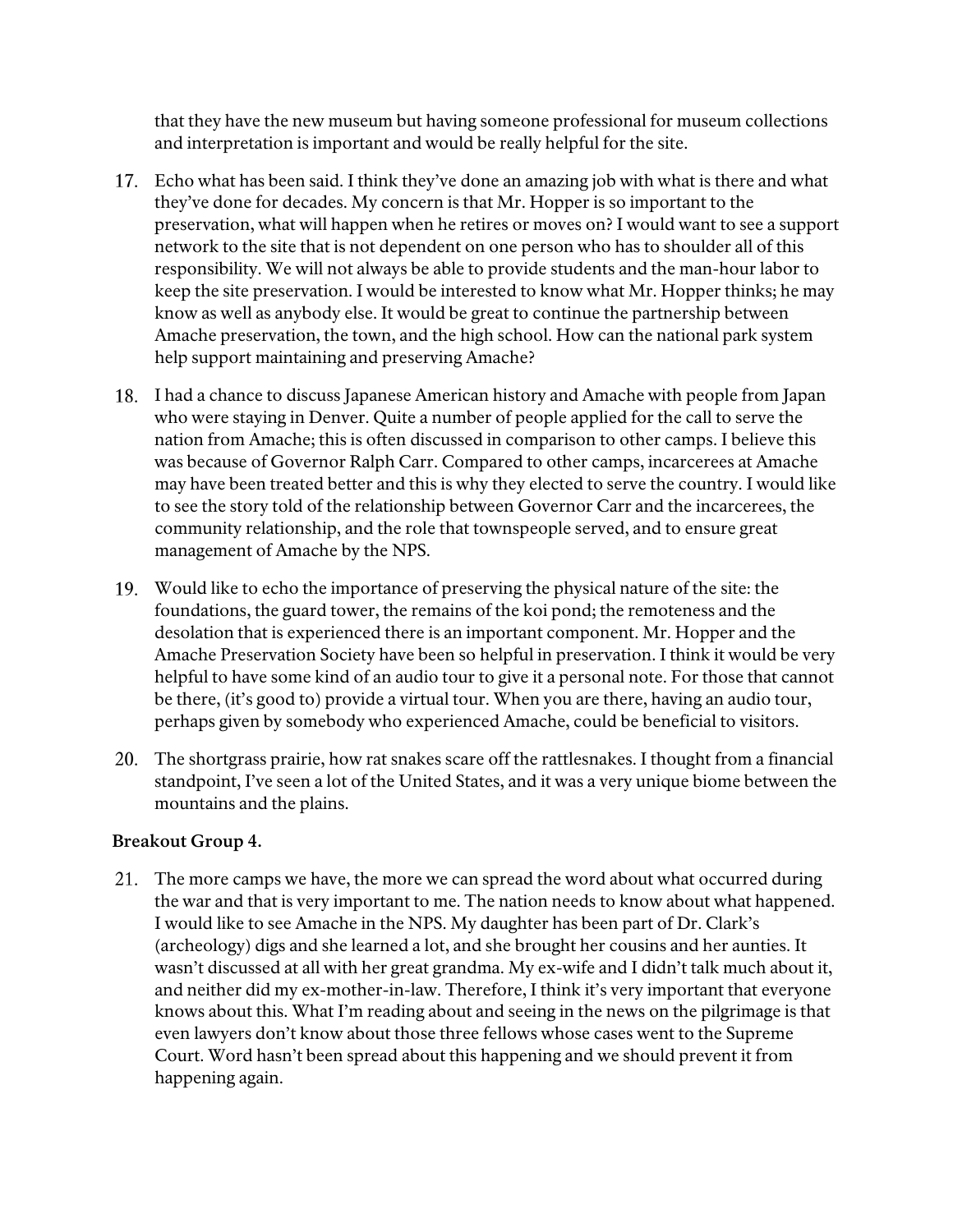that they have the new museum but having someone professional for museum collections and interpretation is important and would be really helpful for the site.

17. Echo what has been said. I think they've done an amazing job with what is there and what they've done for decades. My concern is that Mr. Hopper is so important to the preservation, what will happen when he retires or moves on? I would want to see a support network to the site that is not dependent on one person who has to shoulder all of this responsibility. We will not always be able to provide students and the man-hour labor to keep the site preservation. I would be interested to know what Mr. Hopper thinks; he may know as well as anybody else. It would be great to continue the partnership between Amache preservation, the town, and the high school. How can the national park system help support maintaining and preserving Amache?

18. I had a chance to discuss Japanese American history and Amache with people from Japan who were staying in Denver. Quite a number of people applied for the call to serve the nation from Amache; this is often discussed in comparison to other camps. I believe this was because of Governor Ralph Carr. Compared to other camps, incarcerees at Amache may have been treated better and this is why they elected to serve the country. I would like to see the story told of the relationship between Governor Carr and the incarcerees, the community relationship, and the role that townspeople served, and to ensure great management of Amache by the NPS.

19. Would like to echo the importance of preserving the physical nature of the site: the foundations, the guard tower, the remains of the koi pond; the remoteness and the desolation that is experienced there is an important component. Mr. Hopper and the Amache Preservation Society have been so helpful in preservation. I think it would be very helpful to have some kind of an audio tour to give it a personal note. For those that cannot be there, (it's good to) provide a virtual tour. When you are there, having an audio tour, perhaps given by somebody who experienced Amache, could be beneficial to visitors.

20. The shortgrass prairie, how rat snakes scare off the rattlesnakes. I thought from a financial standpoint, I've seen a lot of the United States, and it was a very unique biome between the mountains and the plains.

**Breakout Group 4.**

21. The more camps we have, the more we can spread the word about what occurred during the war and that is very important to me. The nation needs to know about what happened. I would like to see Amache in the NPS. My daughter has been part of Dr. Clark's (archeology) digs and she learned a lot, and she brought her cousins and her aunties. It wasn't discussed at all with her great grandma. My ex-wife and I didn't talk much about it, and neither did my ex-mother-in-law. Therefore, I think it's very important that everyone knows about this. What I'm reading about and seeing in the news on the pilgrimage is that even lawyers don't know about those three fellows whose cases went to the Supreme Court. Word hasn't been spread about this happening and we should prevent it from happening again.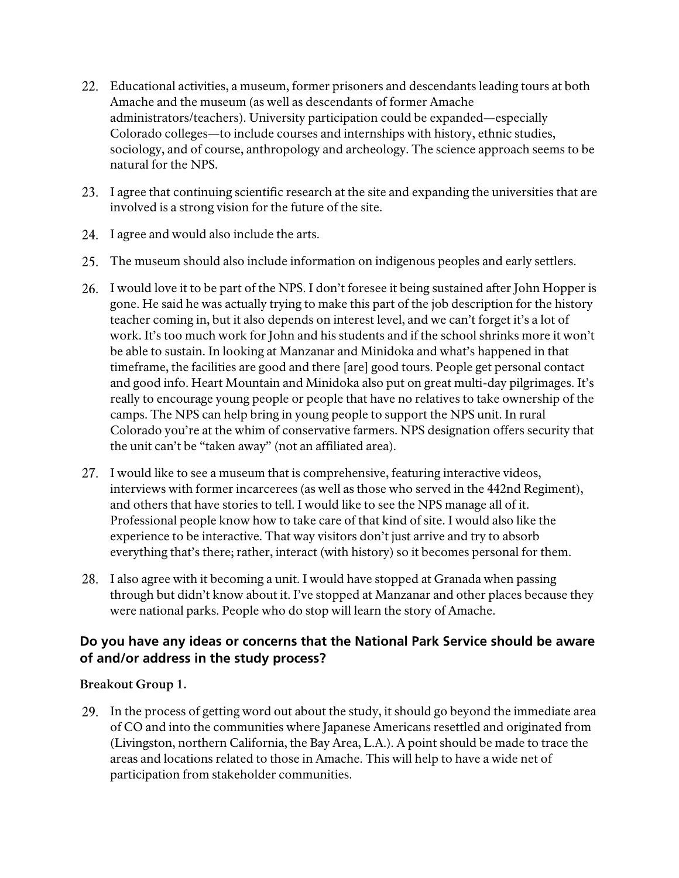22. Educational activities, a museum, former prisoners and descendants leading tours at both Amache and the museum (as well as descendants of former Amache administrators/teachers). University participation could be expanded—especially Colorado colleges—to include courses and internships with history, ethnic studies, sociology, and of course, anthropology and archeology. The science approach seems to be natural for the NPS.

23. I agree that continuing scientific research at the site and expanding the universities that are involved is a strong vision for the future of the site.

24. I agree and would also include the arts.

25. The museum should also include information on indigenous peoples and early settlers.

26. I would love it to be part of the NPS. I don't foresee it being sustained after John Hopper is gone. He said he was actually trying to make this part of the job description for the history teacher coming in, but it also depends on interest level, and we can't forget it's a lot of work. It's too much work for John and his students and if the school shrinks more it won't be able to sustain. In looking at Manzanar and Minidoka and what's happened in that timeframe, the facilities are good and there [are] good tours. People get personal contact and good info. Heart Mountain and Minidoka also put on great multi-day pilgrimages. It's really to encourage young people or people that have no relatives to take ownership of the camps. The NPS can help bring in young people to support the NPS unit. In rural Colorado you're at the whim of conservative farmers. NPS designation offers security that the unit can't be "taken away" (not an affiliated area).

27. I would like to see a museum that is comprehensive, featuring interactive videos, interviews with former incarcerees (as well as those who served in the 442nd Regiment), and others that have stories to tell. I would like to see the NPS manage all of it. Professional people know how to take care of that kind of site. I would also like the experience to be interactive. That way visitors don't just arrive and try to absorb everything that's there; rather, interact (with history) so it becomes personal for them.

28. I also agree with it becoming a unit. I would have stopped at Granada when passing through but didn't know about it. I've stopped at Manzanar and other places because they were national parks. People who do stop will learn the story of Amache.

### Do you have any ideas or concerns that the National Park Service should be aware of and/or address in the study process?

**Breakout Group 1.**

29. In the process of getting word out about the study, it should go beyond the immediate area of CO and into the communities where Japanese Americans resettled and originated from (Livingston, northern California, the Bay Area, L.A.). A point should be made to trace the areas and locations related to those in Amache. This will help to have a wide net of participation from stakeholder communities.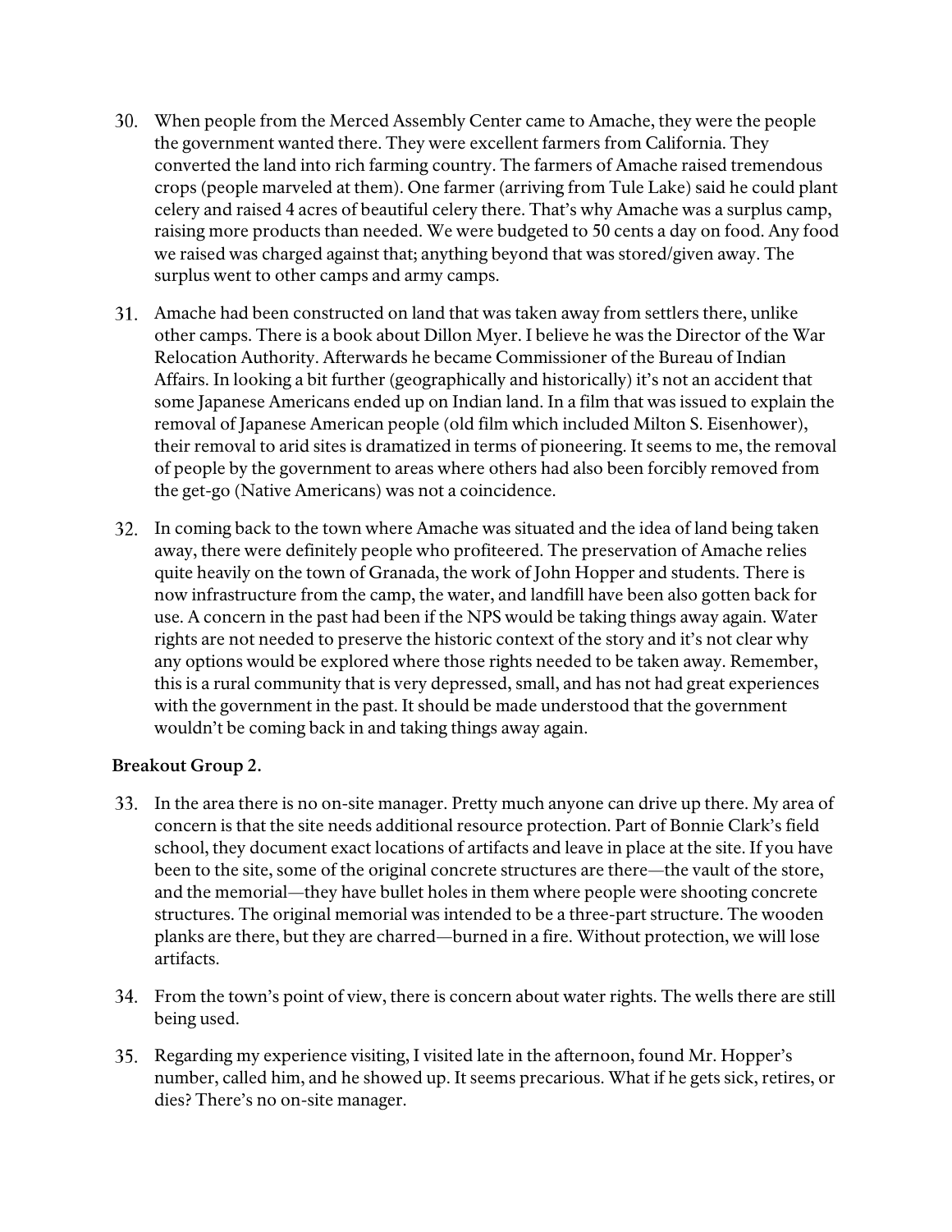30. When people from the Merced Assembly Center came to Amache, they were the people the government wanted there. They were excellent farmers from California. They converted the land into rich farming country. The farmers of Amache raised tremendous crops (people marveled at them). One farmer (arriving from Tule Lake) said he could plant celery and raised 4 acres of beautiful celery there. That's why Amache was a surplus camp, raising more products than needed. We were budgeted to 50 cents a day on food. Any food we raised was charged against that; anything beyond that was stored/given away. The surplus went to other camps and army camps.

31. Amache had been constructed on land that was taken away from settlers there, unlike other camps. There is a book about Dillon Myer. I believe he was the Director of the War Relocation Authority. Afterwards he became Commissioner of the Bureau of Indian Affairs. In looking a bit further (geographically and historically) it's not an accident that some Japanese Americans ended up on Indian land. In a film that was issued to explain the removal of Japanese American people (old film which included Milton S. Eisenhower), their removal to arid sites is dramatized in terms of pioneering. It seems to me, the removal of people by the government to areas where others had also been forcibly removed from the get-go (Native Americans) was not a coincidence.

32. In coming back to the town where Amache was situated and the idea of land being taken away, there were definitely people who profiteered. The preservation of Amache relies quite heavily on the town of Granada, the work of John Hopper and students. There is now infrastructure from the camp, the water, and landfill have been also gotten back for use. A concern in the past had been if the NPS would be taking things away again. Water rights are not needed to preserve the historic context of the story and it's not clear why any options would be explored where those rights needed to be taken away. Remember, this is a rural community that is very depressed, small, and has not had great experiences with the government in the past. It should be made understood that the government wouldn't be coming back in and taking things away again.

**Breakout Group 2.**

33. In the area there is no on-site manager. Pretty much anyone can drive up there. My area of concern is that the site needs additional resource protection. Part of Bonnie Clark's field school, they document exact locations of artifacts and leave in place at the site. If you have been to the site, some of the original concrete structures are there—the vault of the store, and the memorial—they have bullet holes in them where people were shooting concrete structures. The original memorial was intended to be a three-part structure. The wooden planks are there, but they are charred—burned in a fire. Without protection, we will lose artifacts.

34. From the town's point of view, there is concern about water rights. The wells there are still being used.

35. Regarding my experience visiting, I visited late in the afternoon, found Mr. Hopper's number, called him, and he showed up. It seems precarious. What if he gets sick, retires, or dies? There's no on-site manager.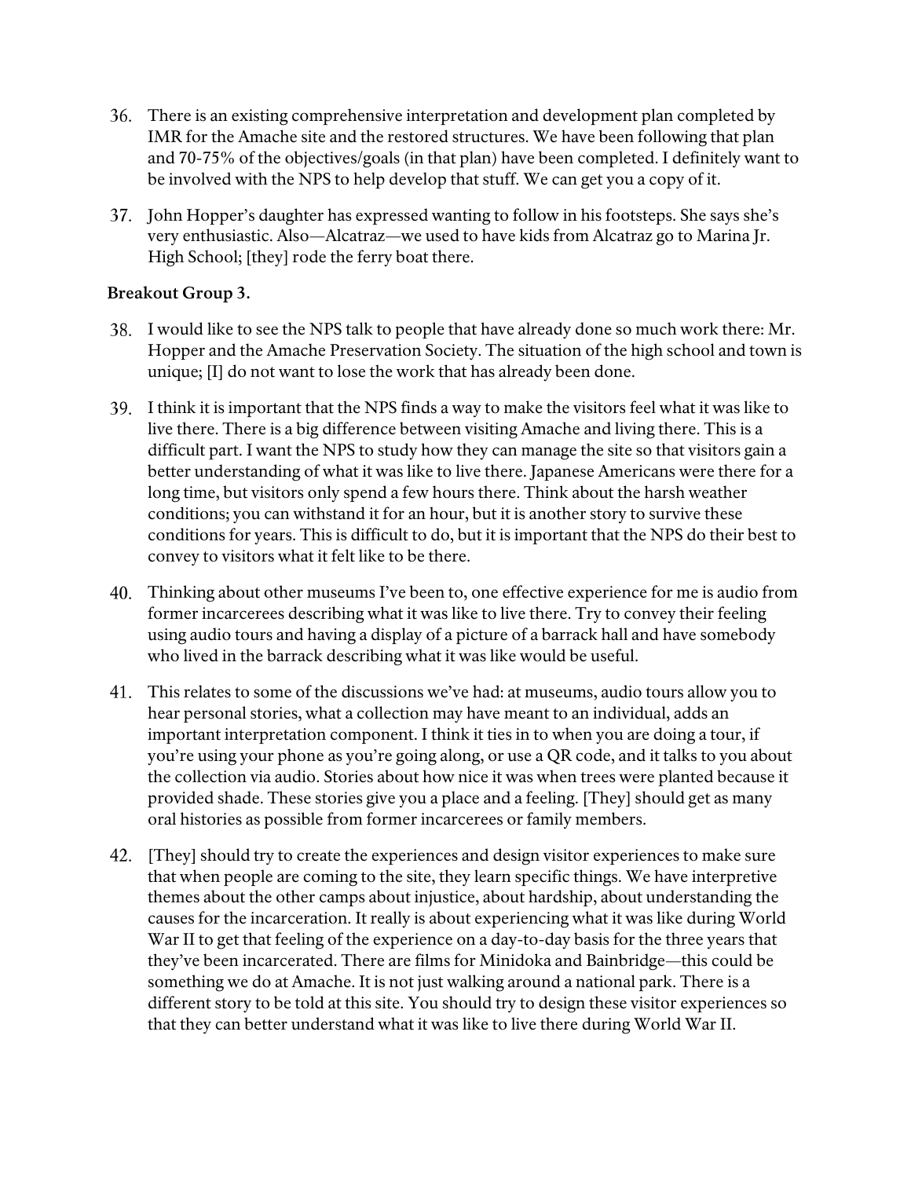36. There is an existing comprehensive interpretation and development plan completed by IMR for the Amache site and the restored structures. We have been following that plan and 70-75% of the objectives/goals (in that plan) have been completed. I definitely want to be involved with the NPS to help develop that stuff. We can get you a copy of it.

37. John Hopper's daughter has expressed wanting to follow in his footsteps. She says she's very enthusiastic. Also—Alcatraz—we used to have kids from Alcatraz go to Marina Jr. High School; [they] rode the ferry boat there.

**Breakout Group 3.**

38. I would like to see the NPS talk to people that have already done so much work there: Mr. Hopper and the Amache Preservation Society. The situation of the high school and town is unique; [I] do not want to lose the work that has already been done.

39. I think it is important that the NPS finds a way to make the visitors feel what it was like to live there. There is a big difference between visiting Amache and living there. This is a difficult part. I want the NPS to study how they can manage the site so that visitors gain a better understanding of what it was like to live there. Japanese Americans were there for a long time, but visitors only spend a few hours there. Think about the harsh weather conditions; you can withstand it for an hour, but it is another story to survive these conditions for years. This is difficult to do, but it is important that the NPS do their best to convey to visitors what it felt like to be there.

40. Thinking about other museums I've been to, one effective experience for me is audio from former incarcerees describing what it was like to live there. Try to convey their feeling using audio tours and having a display of a picture of a barrack hall and have somebody who lived in the barrack describing what it was like would be useful.

41. This relates to some of the discussions we've had: at museums, audio tours allow you to hear personal stories, what a collection may have meant to an individual, adds an important interpretation component. I think it ties in to when you are doing a tour, if you're using your phone as you're going along, or use a QR code, and it talks to you about the collection via audio. Stories about how nice it was when trees were planted because it provided shade. These stories give you a place and a feeling. [They] should get as many oral histories as possible from former incarcerees or family members.

42. [They] should try to create the experiences and design visitor experiences to make sure that when people are coming to the site, they learn specific things. We have interpretive themes about the other camps about injustice, about hardship, about understanding the causes for the incarceration. It really is about experiencing what it was like during World War II to get that feeling of the experience on a day-to-day basis for the three years that they've been incarcerated. There are films for Minidoka and Bainbridge—this could be something we do at Amache. It is not just walking around a national park. There is a different story to be told at this site. You should try to design these visitor experiences so that they can better understand what it was like to live there during World War II.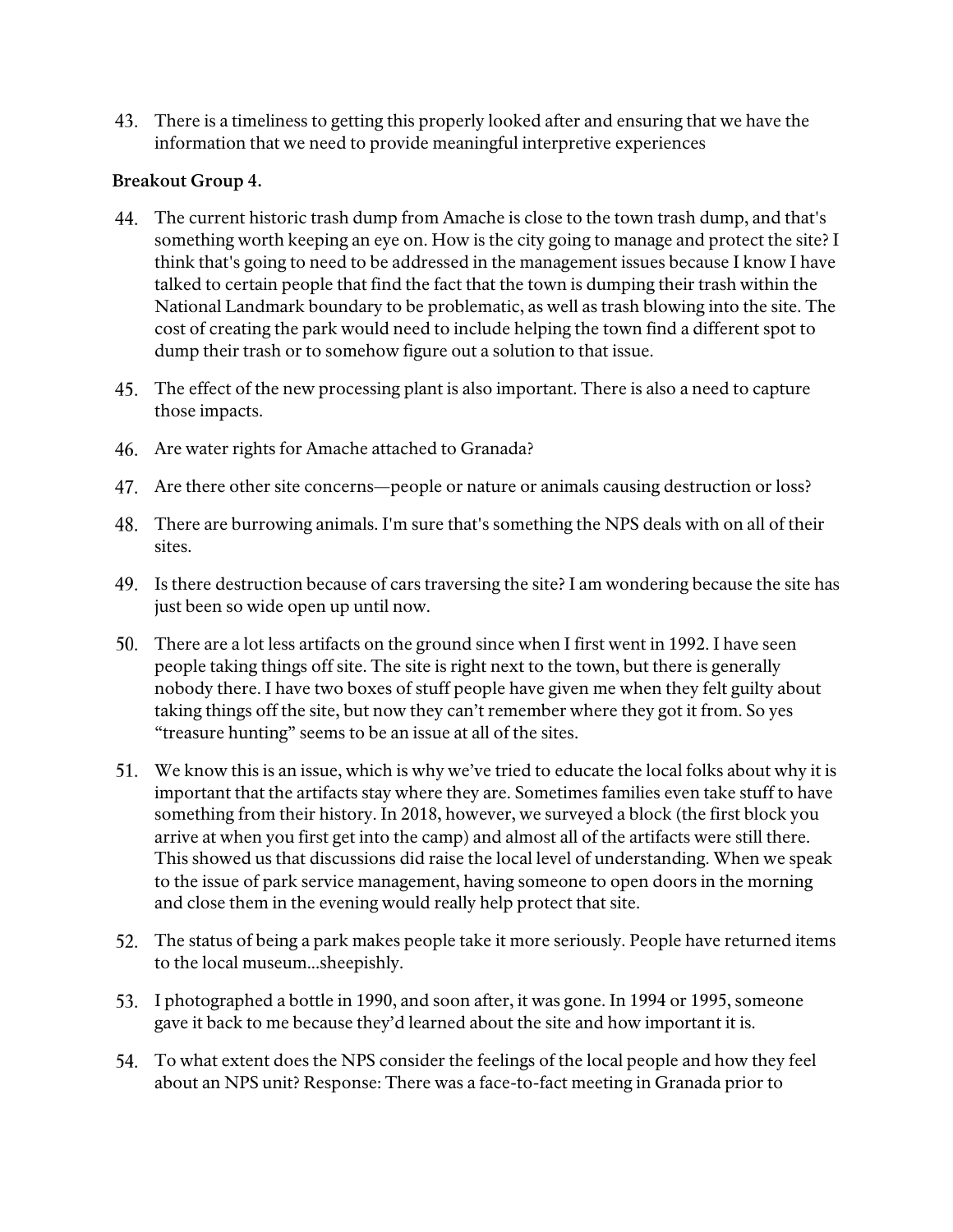43. There is a timeliness to getting this properly looked after and ensuring that we have the information that we need to provide meaningful interpretive experiences

**Breakout Group 4.**

44. The current historic trash dump from Amache is close to the town trash dump, and that's something worth keeping an eye on. How is the city going to manage and protect the site? I think that's going to need to be addressed in the management issues because I know I have talked to certain people that find the fact that the town is dumping their trash within the National Landmark boundary to be problematic, as well as trash blowing into the site. The cost of creating the park would need to include helping the town find a different spot to dump their trash or to somehow figure out a solution to that issue.
45. The effect of the new processing plant is also important. There is also a need to capture those impacts.
46. Are water rights for Amache attached to Granada?
47. Are there other site concerns—people or nature or animals causing destruction or loss?
48. There are burrowing animals. I'm sure that's something the NPS deals with on all of their sites.
49. Is there destruction because of cars traversing the site? I am wondering because the site has just been so wide open up until now.
50. There are a lot less artifacts on the ground since when I first went in 1992. I have seen people taking things off site. The site is right next to the town, but there is generally nobody there. I have two boxes of stuff people have given me when they felt guilty about taking things off the site, but now they can't remember where they got it from. So yes "treasure hunting" seems to be an issue at all of the sites.
51. We know this is an issue, which is why we've tried to educate the local folks about why it is important that the artifacts stay where they are. Sometimes families even take stuff to have something from their history. In 2018, however, we surveyed a block (the first block you arrive at when you first get into the camp) and almost all of the artifacts were still there. This showed us that discussions did raise the local level of understanding. When we speak to the issue of park service management, having someone to open doors in the morning and close them in the evening would really help protect that site.
52. The status of being a park makes people take it more seriously. People have returned items to the local museum...sheepishly.
53. I photographed a bottle in 1990, and soon after, it was gone. In 1994 or 1995, someone gave it back to me because they'd learned about the site and how important it is.
54. To what extent does the NPS consider the feelings of the local people and how they feel about an NPS unit? Response: There was a face-to-fact meeting in Granada prior to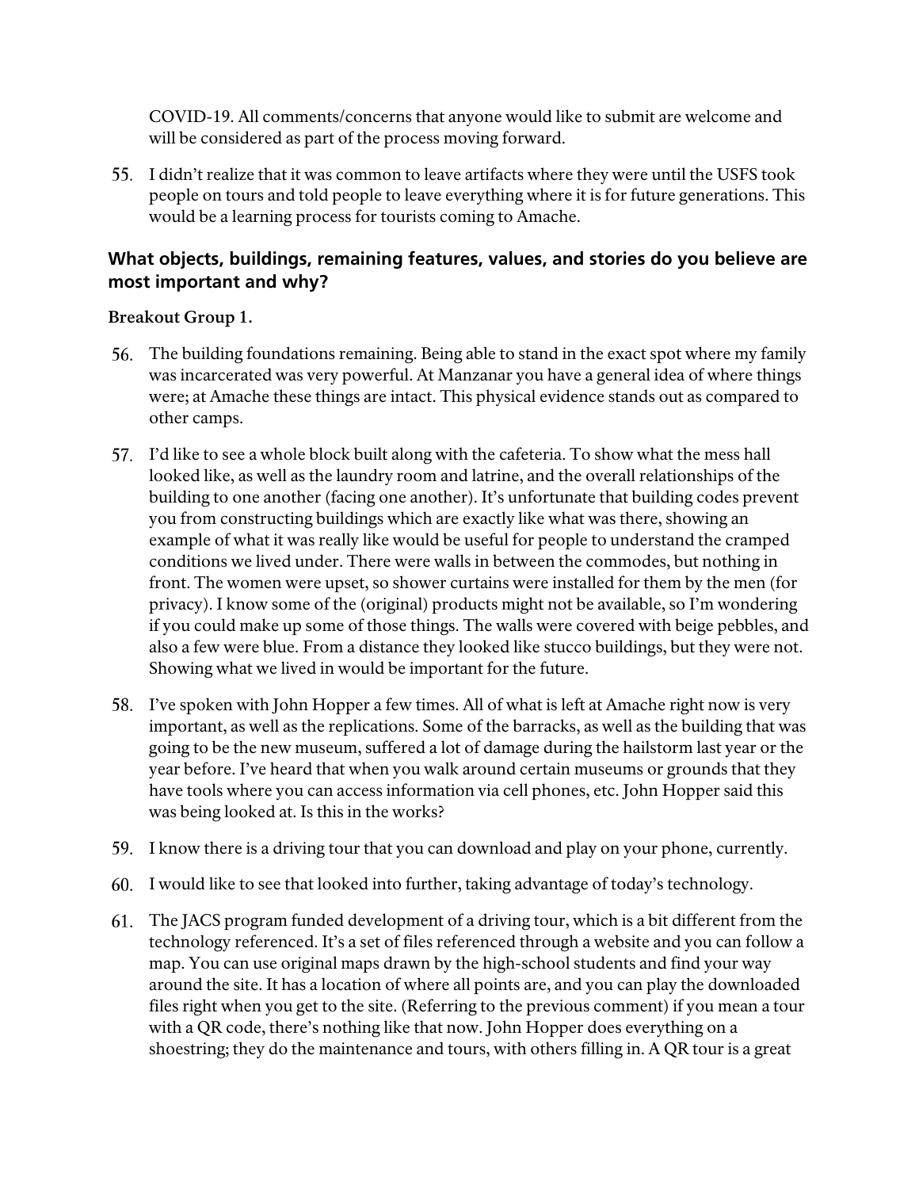COVID-19. All comments/concerns that anyone would like to submit are welcome and will be considered as part of the process moving forward.

55. I didn't realize that it was common to leave artifacts where they were until the USFS took people on tours and told people to leave everything where it is for future generations. This would be a learning process for tourists coming to Amache.

### What objects, buildings, remaining features, values, and stories do you believe are most important and why?

**Breakout Group 1.**

56. The building foundations remaining. Being able to stand in the exact spot where my family was incarcerated was very powerful. At Manzanar you have a general idea of where things were; at Amache these things are intact. This physical evidence stands out as compared to other camps.

57. I'd like to see a whole block built along with the cafeteria. To show what the mess hall looked like, as well as the laundry room and latrine, and the overall relationships of the building to one another (facing one another). It's unfortunate that building codes prevent you from constructing buildings which are exactly like what was there, showing an example of what it was really like would be useful for people to understand the cramped conditions we lived under. There were walls in between the commodes, but nothing in front. The women were upset, so shower curtains were installed for them by the men (for privacy). I know some of the (original) products might not be available, so I'm wondering if you could make up some of those things. The walls were covered with beige pebbles, and also a few were blue. From a distance they looked like stucco buildings, but they were not. Showing what we lived in would be important for the future.

58. I've spoken with John Hopper a few times. All of what is left at Amache right now is very important, as well as the replications. Some of the barracks, as well as the building that was going to be the new museum, suffered a lot of damage during the hailstorm last year or the year before. I've heard that when you walk around certain museums or grounds that they have tools where you can access information via cell phones, etc. John Hopper said this was being looked at. Is this in the works?

59. I know there is a driving tour that you can download and play on your phone, currently.

60. I would like to see that looked into further, taking advantage of today's technology.

61. The JACS program funded development of a driving tour, which is a bit different from the technology referenced. It's a set of files referenced through a website and you can follow a map. You can use original maps drawn by the high-school students and find your way around the site. It has a location of where all points are, and you can play the downloaded files right when you get to the site. (Referring to the previous comment) if you mean a tour with a QR code, there's nothing like that now. John Hopper does everything on a shoestring; they do the maintenance and tours, with others filling in. A QR tour is a great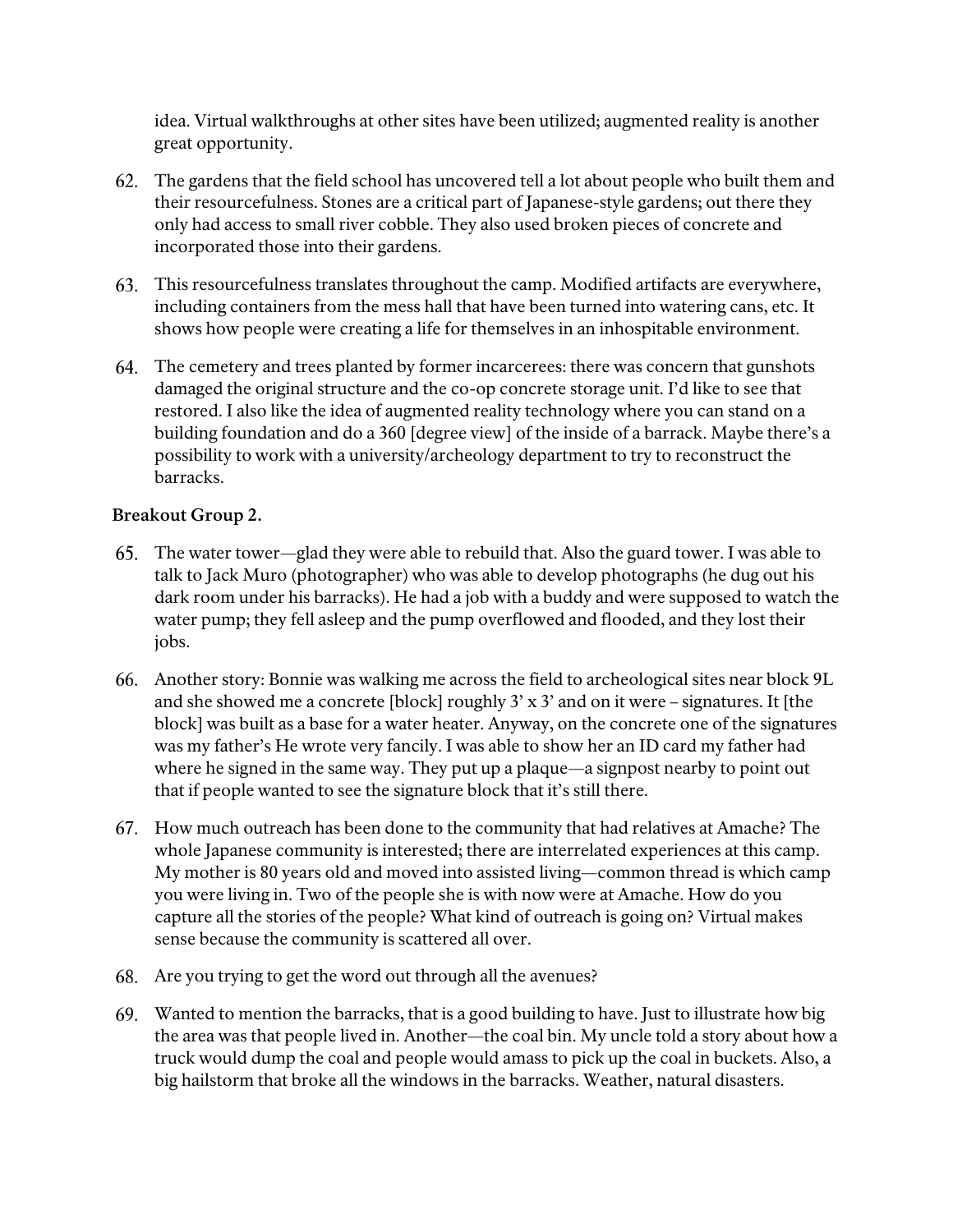idea. Virtual walkthroughs at other sites have been utilized; augmented reality is another great opportunity.

62. The gardens that the field school has uncovered tell a lot about people who built them and their resourcefulness. Stones are a critical part of Japanese-style gardens; out there they only had access to small river cobble. They also used broken pieces of concrete and incorporated those into their gardens.

63. This resourcefulness translates throughout the camp. Modified artifacts are everywhere, including containers from the mess hall that have been turned into watering cans, etc. It shows how people were creating a life for themselves in an inhospitable environment.

64. The cemetery and trees planted by former incarcerees: there was concern that gunshots damaged the original structure and the co-op concrete storage unit. I'd like to see that restored. I also like the idea of augmented reality technology where you can stand on a building foundation and do a 360 [degree view] of the inside of a barrack. Maybe there's a possibility to work with a university/archeology department to try to reconstruct the barracks.

**Breakout Group 2.**

65. The water tower—glad they were able to rebuild that. Also the guard tower. I was able to talk to Jack Muro (photographer) who was able to develop photographs (he dug out his dark room under his barracks). He had a job with a buddy and were supposed to watch the water pump; they fell asleep and the pump overflowed and flooded, and they lost their jobs.

66. Another story: Bonnie was walking me across the field to archeological sites near block 9L and she showed me a concrete [block] roughly 3' x 3' and on it were – signatures. It [the block] was built as a base for a water heater. Anyway, on the concrete one of the signatures was my father's He wrote very fancily. I was able to show her an ID card my father had where he signed in the same way. They put up a plaque—a signpost nearby to point out that if people wanted to see the signature block that it's still there.

67. How much outreach has been done to the community that had relatives at Amache? The whole Japanese community is interested; there are interrelated experiences at this camp. My mother is 80 years old and moved into assisted living—common thread is which camp you were living in. Two of the people she is with now were at Amache. How do you capture all the stories of the people? What kind of outreach is going on? Virtual makes sense because the community is scattered all over.

68. Are you trying to get the word out through all the avenues?

69. Wanted to mention the barracks, that is a good building to have. Just to illustrate how big the area was that people lived in. Another—the coal bin. My uncle told a story about how a truck would dump the coal and people would amass to pick up the coal in buckets. Also, a big hailstorm that broke all the windows in the barracks. Weather, natural disasters.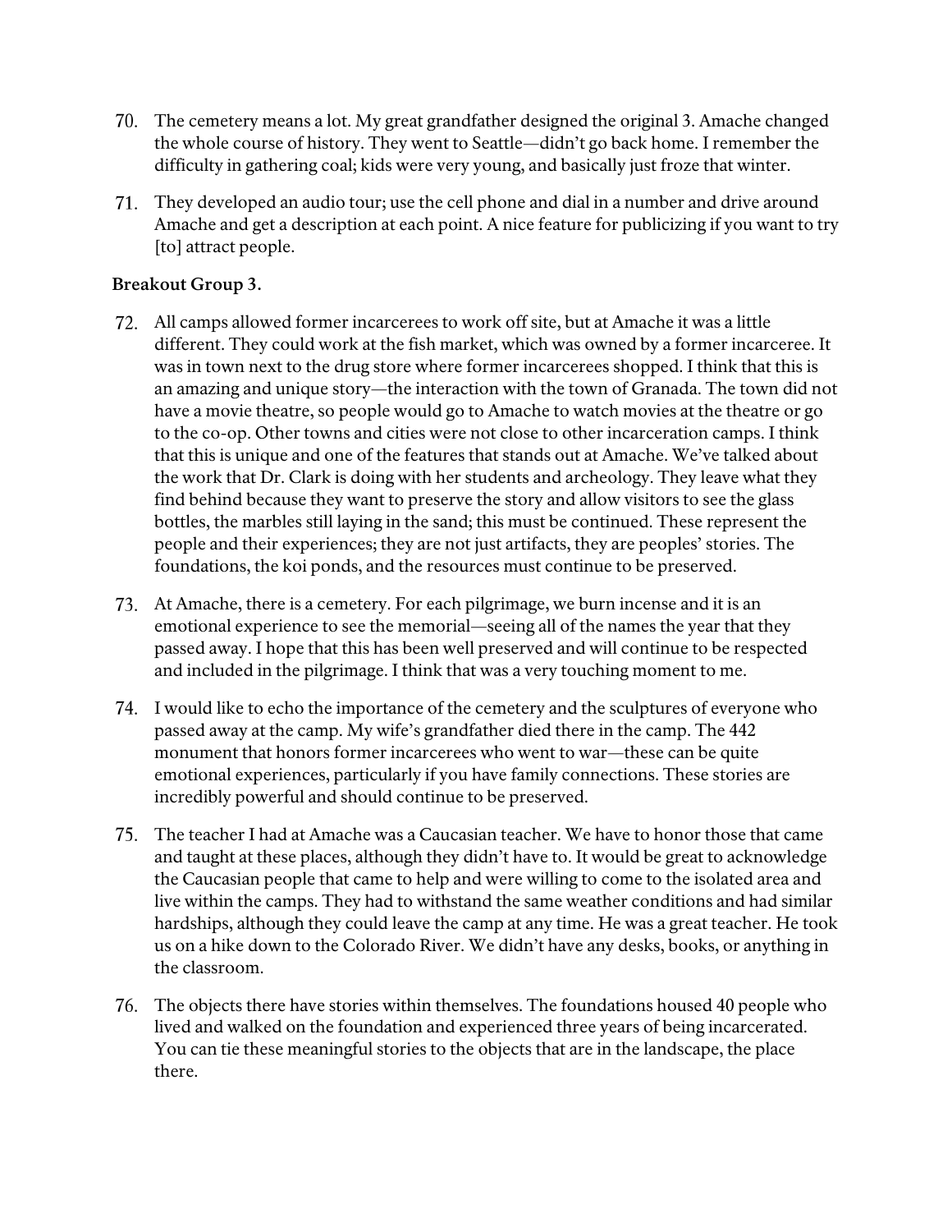70. The cemetery means a lot. My great grandfather designed the original 3. Amache changed the whole course of history. They went to Seattle—didn't go back home. I remember the difficulty in gathering coal; kids were very young, and basically just froze that winter.

71. They developed an audio tour; use the cell phone and dial in a number and drive around Amache and get a description at each point. A nice feature for publicizing if you want to try [to] attract people.

**Breakout Group 3.**

72. All camps allowed former incarcerees to work off site, but at Amache it was a little different. They could work at the fish market, which was owned by a former incarceree. It was in town next to the drug store where former incarcerees shopped. I think that this is an amazing and unique story—the interaction with the town of Granada. The town did not have a movie theatre, so people would go to Amache to watch movies at the theatre or go to the co-op. Other towns and cities were not close to other incarceration camps. I think that this is unique and one of the features that stands out at Amache. We've talked about the work that Dr. Clark is doing with her students and archeology. They leave what they find behind because they want to preserve the story and allow visitors to see the glass bottles, the marbles still laying in the sand; this must be continued. These represent the people and their experiences; they are not just artifacts, they are peoples' stories. The foundations, the koi ponds, and the resources must continue to be preserved.

73. At Amache, there is a cemetery. For each pilgrimage, we burn incense and it is an emotional experience to see the memorial—seeing all of the names the year that they passed away. I hope that this has been well preserved and will continue to be respected and included in the pilgrimage. I think that was a very touching moment to me.

74. I would like to echo the importance of the cemetery and the sculptures of everyone who passed away at the camp. My wife's grandfather died there in the camp. The 442 monument that honors former incarcerees who went to war—these can be quite emotional experiences, particularly if you have family connections. These stories are incredibly powerful and should continue to be preserved.

75. The teacher I had at Amache was a Caucasian teacher. We have to honor those that came and taught at these places, although they didn't have to. It would be great to acknowledge the Caucasian people that came to help and were willing to come to the isolated area and live within the camps. They had to withstand the same weather conditions and had similar hardships, although they could leave the camp at any time. He was a great teacher. He took us on a hike down to the Colorado River. We didn't have any desks, books, or anything in the classroom.

76. The objects there have stories within themselves. The foundations housed 40 people who lived and walked on the foundation and experienced three years of being incarcerated. You can tie these meaningful stories to the objects that are in the landscape, the place there.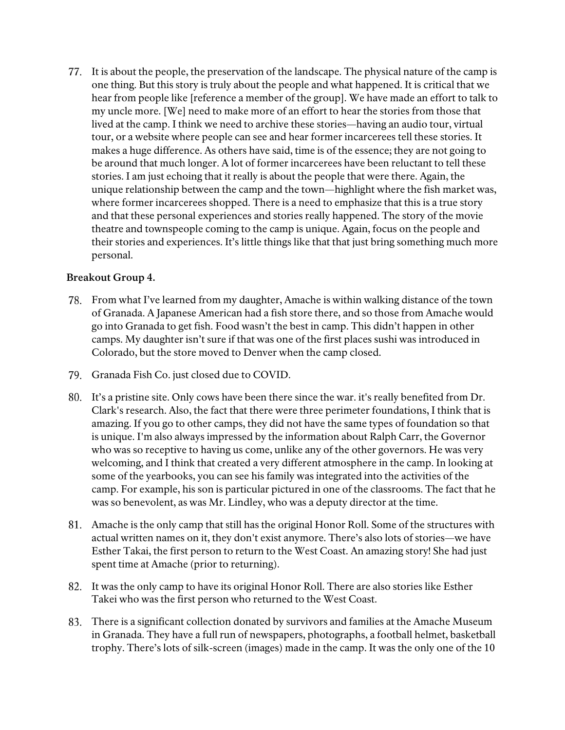77. It is about the people, the preservation of the landscape. The physical nature of the camp is one thing. But this story is truly about the people and what happened. It is critical that we hear from people like [reference a member of the group]. We have made an effort to talk to my uncle more. [We] need to make more of an effort to hear the stories from those that lived at the camp. I think we need to archive these stories—having an audio tour, virtual tour, or a website where people can see and hear former incarcerees tell these stories. It makes a huge difference. As others have said, time is of the essence; they are not going to be around that much longer. A lot of former incarcerees have been reluctant to tell these stories. I am just echoing that it really is about the people that were there. Again, the unique relationship between the camp and the town—highlight where the fish market was, where former incarcerees shopped. There is a need to emphasize that this is a true story and that these personal experiences and stories really happened. The story of the movie theatre and townspeople coming to the camp is unique. Again, focus on the people and their stories and experiences. It's little things like that that just bring something much more personal.

**Breakout Group 4.**

78. From what I've learned from my daughter, Amache is within walking distance of the town of Granada. A Japanese American had a fish store there, and so those from Amache would go into Granada to get fish. Food wasn't the best in camp. This didn't happen in other camps. My daughter isn't sure if that was one of the first places sushi was introduced in Colorado, but the store moved to Denver when the camp closed.

79. Granada Fish Co. just closed due to COVID.

80. It's a pristine site. Only cows have been there since the war. it's really benefited from Dr. Clark's research. Also, the fact that there were three perimeter foundations, I think that is amazing. If you go to other camps, they did not have the same types of foundation so that is unique. I'm also always impressed by the information about Ralph Carr, the Governor who was so receptive to having us come, unlike any of the other governors. He was very welcoming, and I think that created a very different atmosphere in the camp. In looking at some of the yearbooks, you can see his family was integrated into the activities of the camp. For example, his son is particular pictured in one of the classrooms. The fact that he was so benevolent, as was Mr. Lindley, who was a deputy director at the time.

81. Amache is the only camp that still has the original Honor Roll. Some of the structures with actual written names on it, they don't exist anymore. There's also lots of stories—we have Esther Takai, the first person to return to the West Coast. An amazing story! She had just spent time at Amache (prior to returning).

82. It was the only camp to have its original Honor Roll. There are also stories like Esther Takei who was the first person who returned to the West Coast.

83. There is a significant collection donated by survivors and families at the Amache Museum in Granada. They have a full run of newspapers, photographs, a football helmet, basketball trophy. There's lots of silk-screen (images) made in the camp. It was the only one of the 10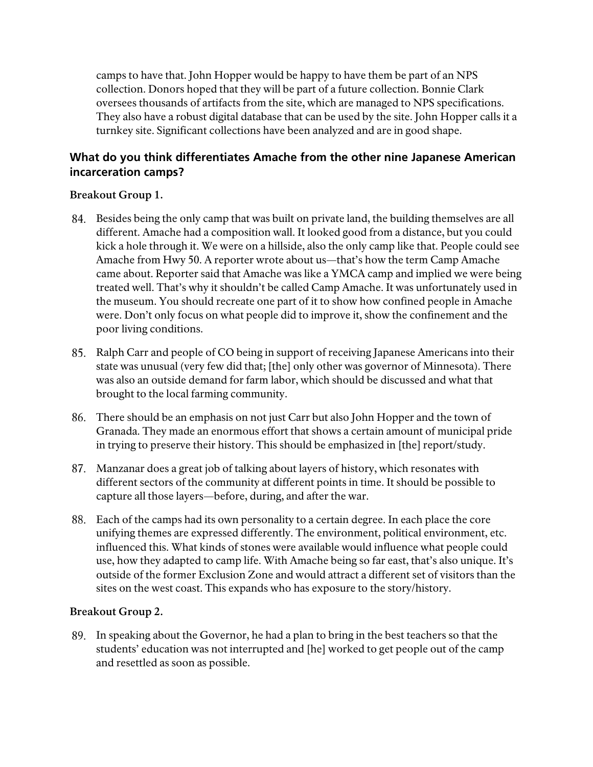camps to have that. John Hopper would be happy to have them be part of an NPS collection. Donors hoped that they will be part of a future collection. Bonnie Clark oversees thousands of artifacts from the site, which are managed to NPS specifications. They also have a robust digital database that can be used by the site. John Hopper calls it a turnkey site. Significant collections have been analyzed and are in good shape.

### What do you think differentiates Amache from the other nine Japanese American incarceration camps?

**Breakout Group 1.**

84. Besides being the only camp that was built on private land, the building themselves are all different. Amache had a composition wall. It looked good from a distance, but you could kick a hole through it. We were on a hillside, also the only camp like that. People could see Amache from Hwy 50. A reporter wrote about us—that's how the term Camp Amache came about. Reporter said that Amache was like a YMCA camp and implied we were being treated well. That's why it shouldn't be called Camp Amache. It was unfortunately used in the museum. You should recreate one part of it to show how confined people in Amache were. Don't only focus on what people did to improve it, show the confinement and the poor living conditions.

85. Ralph Carr and people of CO being in support of receiving Japanese Americans into their state was unusual (very few did that; [the] only other was governor of Minnesota). There was also an outside demand for farm labor, which should be discussed and what that brought to the local farming community.

86. There should be an emphasis on not just Carr but also John Hopper and the town of Granada. They made an enormous effort that shows a certain amount of municipal pride in trying to preserve their history. This should be emphasized in [the] report/study.

87. Manzanar does a great job of talking about layers of history, which resonates with different sectors of the community at different points in time. It should be possible to capture all those layers—before, during, and after the war.

88. Each of the camps had its own personality to a certain degree. In each place the core unifying themes are expressed differently. The environment, political environment, etc. influenced this. What kinds of stones were available would influence what people could use, how they adapted to camp life. With Amache being so far east, that's also unique. It's outside of the former Exclusion Zone and would attract a different set of visitors than the sites on the west coast. This expands who has exposure to the story/history.

**Breakout Group 2.**

89. In speaking about the Governor, he had a plan to bring in the best teachers so that the students' education was not interrupted and [he] worked to get people out of the camp and resettled as soon as possible.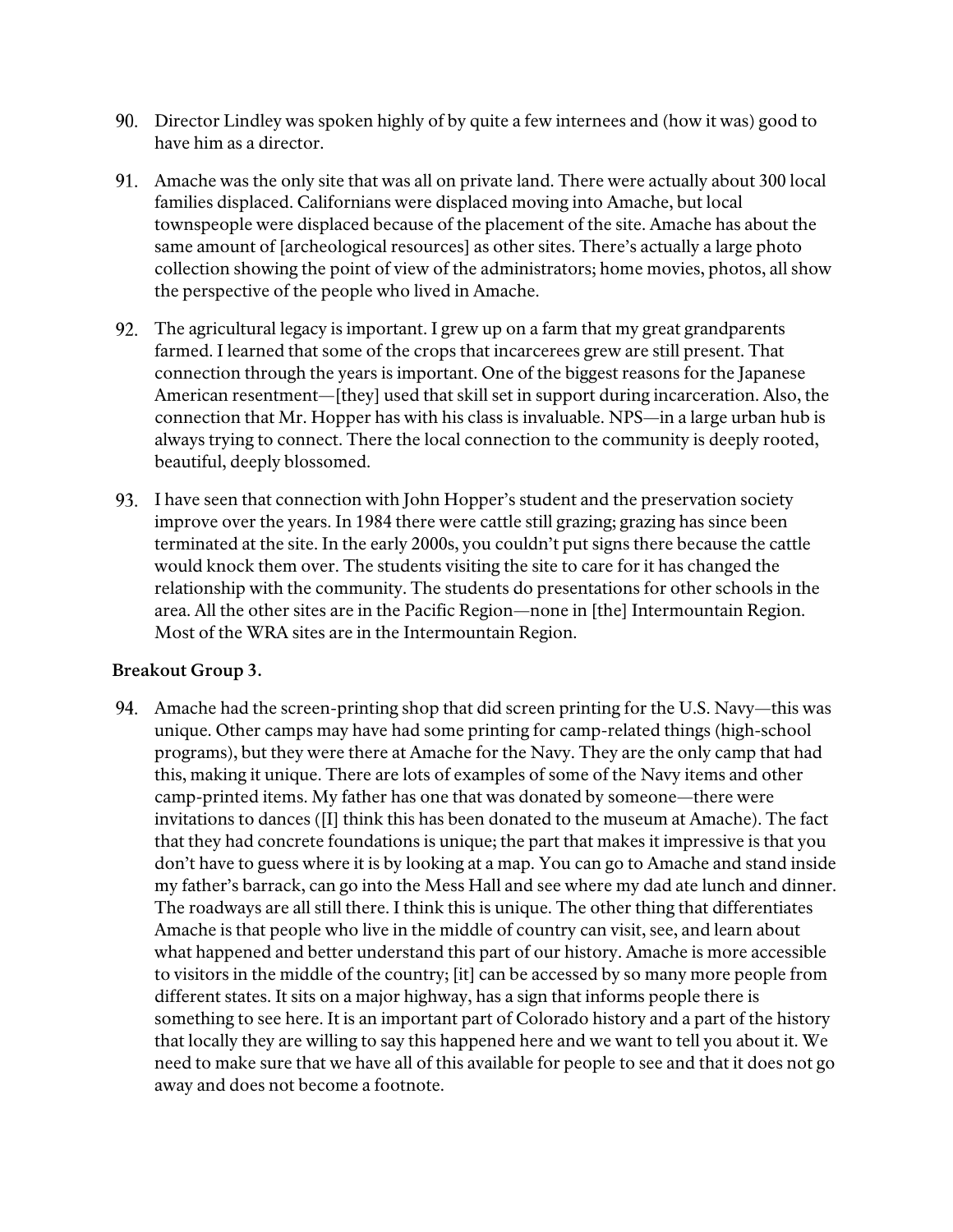90. Director Lindley was spoken highly of by quite a few internees and (how it was) good to have him as a director.

91. Amache was the only site that was all on private land. There were actually about 300 local families displaced. Californians were displaced moving into Amache, but local townspeople were displaced because of the placement of the site. Amache has about the same amount of [archeological resources] as other sites. There's actually a large photo collection showing the point of view of the administrators; home movies, photos, all show the perspective of the people who lived in Amache.

92. The agricultural legacy is important. I grew up on a farm that my great grandparents farmed. I learned that some of the crops that incarcerees grew are still present. That connection through the years is important. One of the biggest reasons for the Japanese American resentment—[they] used that skill set in support during incarceration. Also, the connection that Mr. Hopper has with his class is invaluable. NPS—in a large urban hub is always trying to connect. There the local connection to the community is deeply rooted, beautiful, deeply blossomed.

93. I have seen that connection with John Hopper's student and the preservation society improve over the years. In 1984 there were cattle still grazing; grazing has since been terminated at the site. In the early 2000s, you couldn't put signs there because the cattle would knock them over. The students visiting the site to care for it has changed the relationship with the community. The students do presentations for other schools in the area. All the other sites are in the Pacific Region—none in [the] Intermountain Region. Most of the WRA sites are in the Intermountain Region.

**Breakout Group 3.**

94. Amache had the screen-printing shop that did screen printing for the U.S. Navy—this was unique. Other camps may have had some printing for camp-related things (high-school programs), but they were there at Amache for the Navy. They are the only camp that had this, making it unique. There are lots of examples of some of the Navy items and other camp-printed items. My father has one that was donated by someone—there were invitations to dances ([I] think this has been donated to the museum at Amache). The fact that they had concrete foundations is unique; the part that makes it impressive is that you don't have to guess where it is by looking at a map. You can go to Amache and stand inside my father's barrack, can go into the Mess Hall and see where my dad ate lunch and dinner. The roadways are all still there. I think this is unique. The other thing that differentiates Amache is that people who live in the middle of country can visit, see, and learn about what happened and better understand this part of our history. Amache is more accessible to visitors in the middle of the country; [it] can be accessed by so many more people from different states. It sits on a major highway, has a sign that informs people there is something to see here. It is an important part of Colorado history and a part of the history that locally they are willing to say this happened here and we want to tell you about it. We need to make sure that we have all of this available for people to see and that it does not go away and does not become a footnote.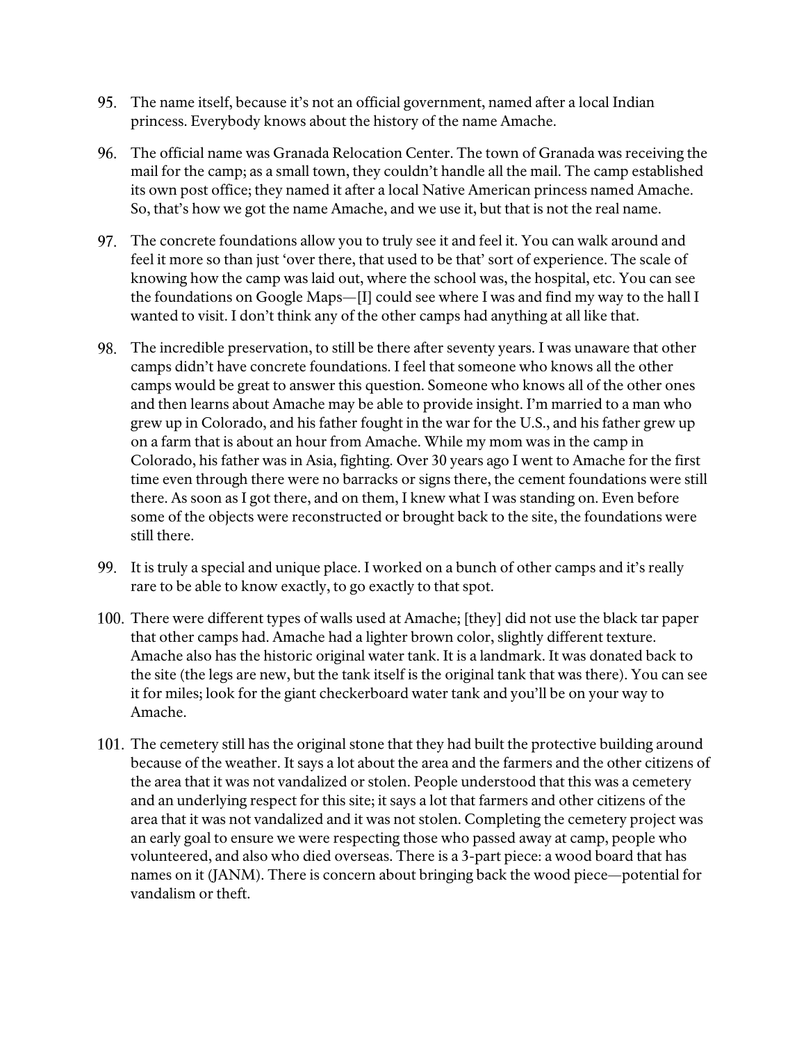95. The name itself, because it's not an official government, named after a local Indian princess. Everybody knows about the history of the name Amache.

96. The official name was Granada Relocation Center. The town of Granada was receiving the mail for the camp; as a small town, they couldn't handle all the mail. The camp established its own post office; they named it after a local Native American princess named Amache. So, that's how we got the name Amache, and we use it, but that is not the real name.

97. The concrete foundations allow you to truly see it and feel it. You can walk around and feel it more so than just 'over there, that used to be that' sort of experience. The scale of knowing how the camp was laid out, where the school was, the hospital, etc. You can see the foundations on Google Maps—[I] could see where I was and find my way to the hall I wanted to visit. I don't think any of the other camps had anything at all like that.

98. The incredible preservation, to still be there after seventy years. I was unaware that other camps didn't have concrete foundations. I feel that someone who knows all the other camps would be great to answer this question. Someone who knows all of the other ones and then learns about Amache may be able to provide insight. I'm married to a man who grew up in Colorado, and his father fought in the war for the U.S., and his father grew up on a farm that is about an hour from Amache. While my mom was in the camp in Colorado, his father was in Asia, fighting. Over 30 years ago I went to Amache for the first time even through there were no barracks or signs there, the cement foundations were still there. As soon as I got there, and on them, I knew what I was standing on. Even before some of the objects were reconstructed or brought back to the site, the foundations were still there.

99. It is truly a special and unique place. I worked on a bunch of other camps and it's really rare to be able to know exactly, to go exactly to that spot.

100. There were different types of walls used at Amache; [they] did not use the black tar paper that other camps had. Amache had a lighter brown color, slightly different texture. Amache also has the historic original water tank. It is a landmark. It was donated back to the site (the legs are new, but the tank itself is the original tank that was there). You can see it for miles; look for the giant checkerboard water tank and you'll be on your way to Amache.

101. The cemetery still has the original stone that they had built the protective building around because of the weather. It says a lot about the area and the farmers and the other citizens of the area that it was not vandalized or stolen. People understood that this was a cemetery and an underlying respect for this site; it says a lot that farmers and other citizens of the area that it was not vandalized and it was not stolen. Completing the cemetery project was an early goal to ensure we were respecting those who passed away at camp, people who volunteered, and also who died overseas. There is a 3-part piece: a wood board that has names on it (JANM). There is concern about bringing back the wood piece—potential for vandalism or theft.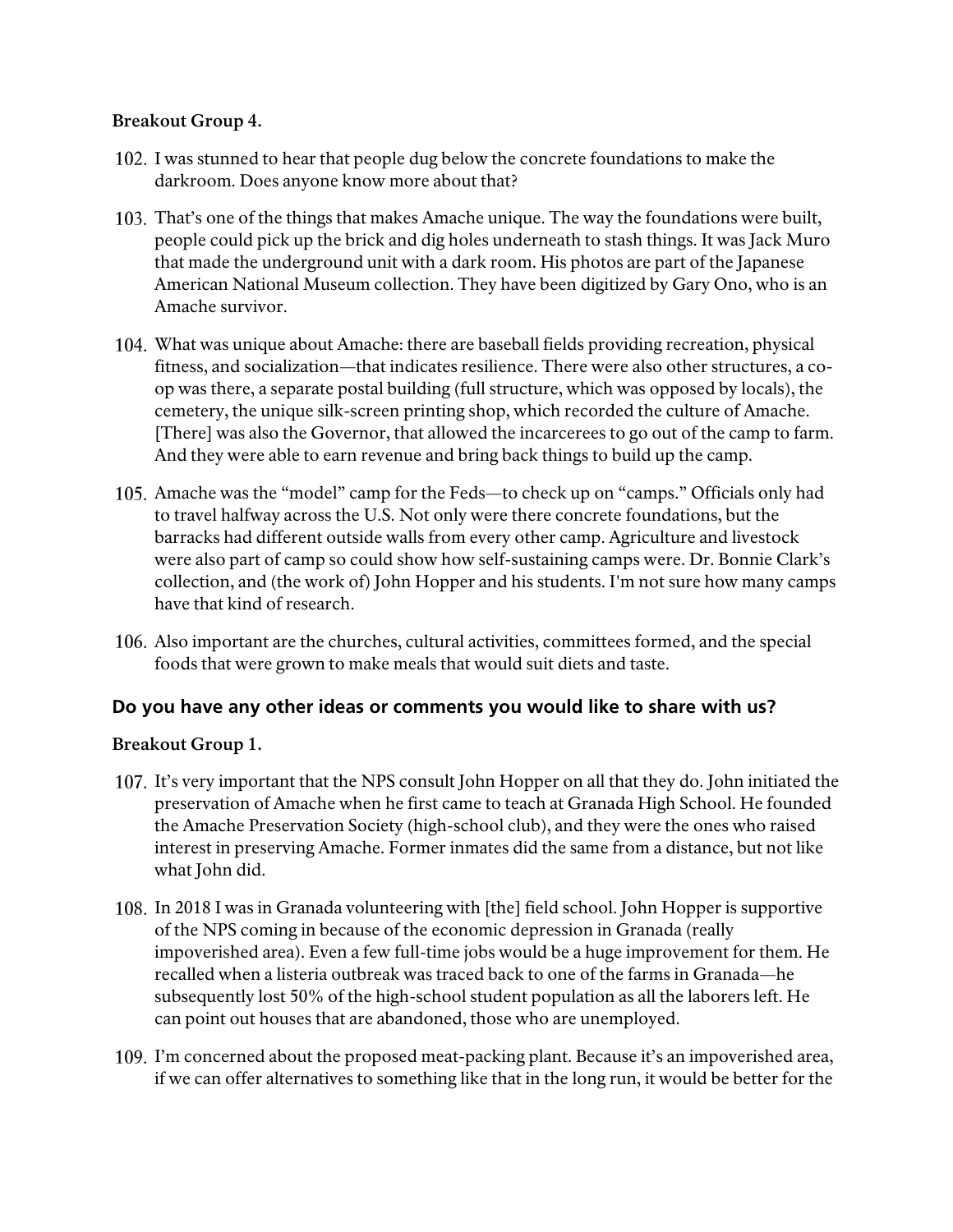**Breakout Group 4.**

102. I was stunned to hear that people dug below the concrete foundations to make the darkroom. Does anyone know more about that?

103. That's one of the things that makes Amache unique. The way the foundations were built, people could pick up the brick and dig holes underneath to stash things. It was Jack Muro that made the underground unit with a dark room. His photos are part of the Japanese American National Museum collection. They have been digitized by Gary Ono, who is an Amache survivor.

104. What was unique about Amache: there are baseball fields providing recreation, physical fitness, and socialization—that indicates resilience. There were also other structures, a co-op was there, a separate postal building (full structure, which was opposed by locals), the cemetery, the unique silk-screen printing shop, which recorded the culture of Amache. [There] was also the Governor, that allowed the incarcerees to go out of the camp to farm. And they were able to earn revenue and bring back things to build up the camp.

105. Amache was the "model" camp for the Feds—to check up on "camps." Officials only had to travel halfway across the U.S. Not only were there concrete foundations, but the barracks had different outside walls from every other camp. Agriculture and livestock were also part of camp so could show how self-sustaining camps were. Dr. Bonnie Clark's collection, and (the work of) John Hopper and his students. I'm not sure how many camps have that kind of research.

106. Also important are the churches, cultural activities, committees formed, and the special foods that were grown to make meals that would suit diets and taste.

## Do you have any other ideas or comments you would like to share with us?

**Breakout Group 1.**

107. It's very important that the NPS consult John Hopper on all that they do. John initiated the preservation of Amache when he first came to teach at Granada High School. He founded the Amache Preservation Society (high-school club), and they were the ones who raised interest in preserving Amache. Former inmates did the same from a distance, but not like what John did.

108. In 2018 I was in Granada volunteering with [the] field school. John Hopper is supportive of the NPS coming in because of the economic depression in Granada (really impoverished area). Even a few full-time jobs would be a huge improvement for them. He recalled when a listeria outbreak was traced back to one of the farms in Granada—he subsequently lost 50% of the high-school student population as all the laborers left. He can point out houses that are abandoned, those who are unemployed.

109. I'm concerned about the proposed meat-packing plant. Because it's an impoverished area, if we can offer alternatives to something like that in the long run, it would be better for the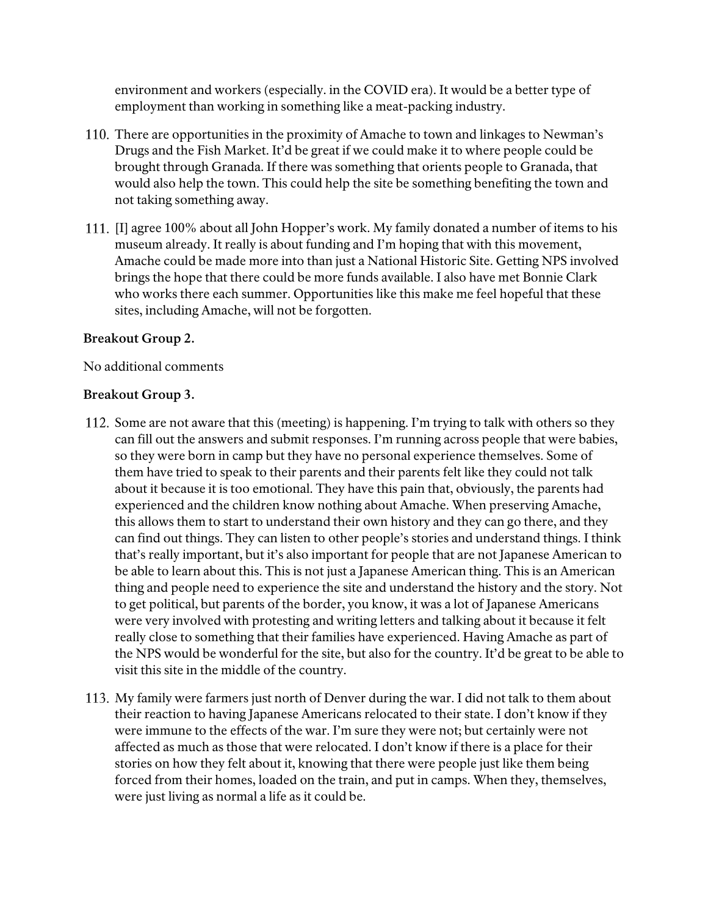environment and workers (especially. in the COVID era). It would be a better type of employment than working in something like a meat-packing industry.

110. There are opportunities in the proximity of Amache to town and linkages to Newman's Drugs and the Fish Market. It'd be great if we could make it to where people could be brought through Granada. If there was something that orients people to Granada, that would also help the town. This could help the site be something benefiting the town and not taking something away.

111. [I] agree 100% about all John Hopper's work. My family donated a number of items to his museum already. It really is about funding and I'm hoping that with this movement, Amache could be made more into than just a National Historic Site. Getting NPS involved brings the hope that there could be more funds available. I also have met Bonnie Clark who works there each summer. Opportunities like this make me feel hopeful that these sites, including Amache, will not be forgotten.

**Breakout Group 2.**

No additional comments

**Breakout Group 3.**

112. Some are not aware that this (meeting) is happening. I'm trying to talk with others so they can fill out the answers and submit responses. I'm running across people that were babies, so they were born in camp but they have no personal experience themselves. Some of them have tried to speak to their parents and their parents felt like they could not talk about it because it is too emotional. They have this pain that, obviously, the parents had experienced and the children know nothing about Amache. When preserving Amache, this allows them to start to understand their own history and they can go there, and they can find out things. They can listen to other people's stories and understand things. I think that's really important, but it's also important for people that are not Japanese American to be able to learn about this. This is not just a Japanese American thing. This is an American thing and people need to experience the site and understand the history and the story. Not to get political, but parents of the border, you know, it was a lot of Japanese Americans were very involved with protesting and writing letters and talking about it because it felt really close to something that their families have experienced. Having Amache as part of the NPS would be wonderful for the site, but also for the country. It'd be great to be able to visit this site in the middle of the country.

113. My family were farmers just north of Denver during the war. I did not talk to them about their reaction to having Japanese Americans relocated to their state. I don't know if they were immune to the effects of the war. I'm sure they were not; but certainly were not affected as much as those that were relocated. I don't know if there is a place for their stories on how they felt about it, knowing that there were people just like them being forced from their homes, loaded on the train, and put in camps. When they, themselves, were just living as normal a life as it could be.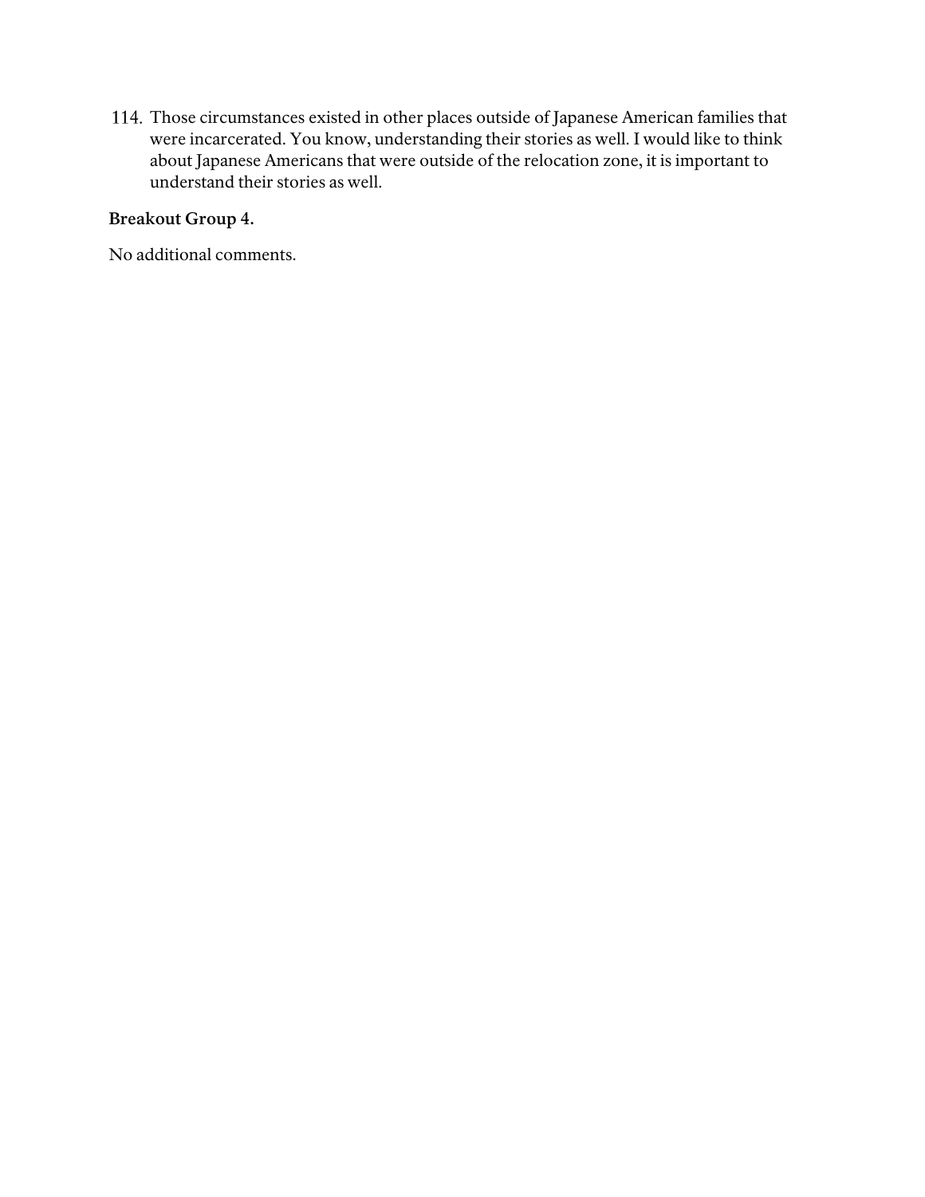114. Those circumstances existed in other places outside of Japanese American families that were incarcerated. You know, understanding their stories as well. I would like to think about Japanese Americans that were outside of the relocation zone, it is important to understand their stories as well.

**Breakout Group 4.**

No additional comments.